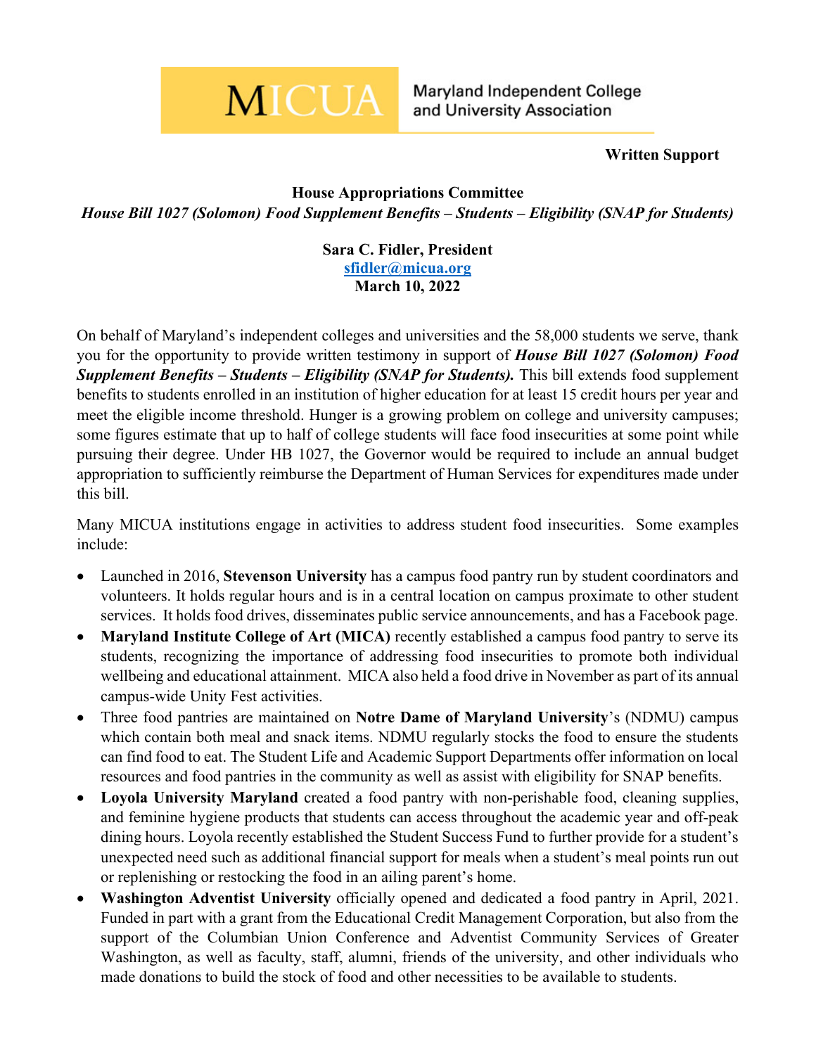MICUA Maryland Independent College and University Association

**Written Support**

**House Appropriations Committee**

***House Bill 1027 (Solomon) Food Supplement Benefits – Students – Eligibility (SNAP for Students)***

**Sara C. Fidler, President**
**sfidler@micua.org**
**March 10, 2022**

On behalf of Maryland's independent colleges and universities and the 58,000 students we serve, thank you for the opportunity to provide written testimony in support of ***House Bill 1027 (Solomon) Food Supplement Benefits – Students – Eligibility (SNAP for Students).*** This bill extends food supplement benefits to students enrolled in an institution of higher education for at least 15 credit hours per year and meet the eligible income threshold. Hunger is a growing problem on college and university campuses; some figures estimate that up to half of college students will face food insecurities at some point while pursuing their degree. Under HB 1027, the Governor would be required to include an annual budget appropriation to sufficiently reimburse the Department of Human Services for expenditures made under this bill.

Many MICUA institutions engage in activities to address student food insecurities. Some examples include:

- Launched in 2016, **Stevenson University** has a campus food pantry run by student coordinators and volunteers. It holds regular hours and is in a central location on campus proximate to other student services. It holds food drives, disseminates public service announcements, and has a Facebook page.
- **Maryland Institute College of Art (MICA)** recently established a campus food pantry to serve its students, recognizing the importance of addressing food insecurities to promote both individual wellbeing and educational attainment. MICA also held a food drive in November as part of its annual campus-wide Unity Fest activities.
- Three food pantries are maintained on **Notre Dame of Maryland University**'s (NDMU) campus which contain both meal and snack items. NDMU regularly stocks the food to ensure the students can find food to eat. The Student Life and Academic Support Departments offer information on local resources and food pantries in the community as well as assist with eligibility for SNAP benefits.
- **Loyola University Maryland** created a food pantry with non-perishable food, cleaning supplies, and feminine hygiene products that students can access throughout the academic year and off-peak dining hours. Loyola recently established the Student Success Fund to further provide for a student's unexpected need such as additional financial support for meals when a student's meal points run out or replenishing or restocking the food in an ailing parent's home.
- **Washington Adventist University** officially opened and dedicated a food pantry in April, 2021. Funded in part with a grant from the Educational Credit Management Corporation, but also from the support of the Columbian Union Conference and Adventist Community Services of Greater Washington, as well as faculty, staff, alumni, friends of the university, and other individuals who made donations to build the stock of food and other necessities to be available to students.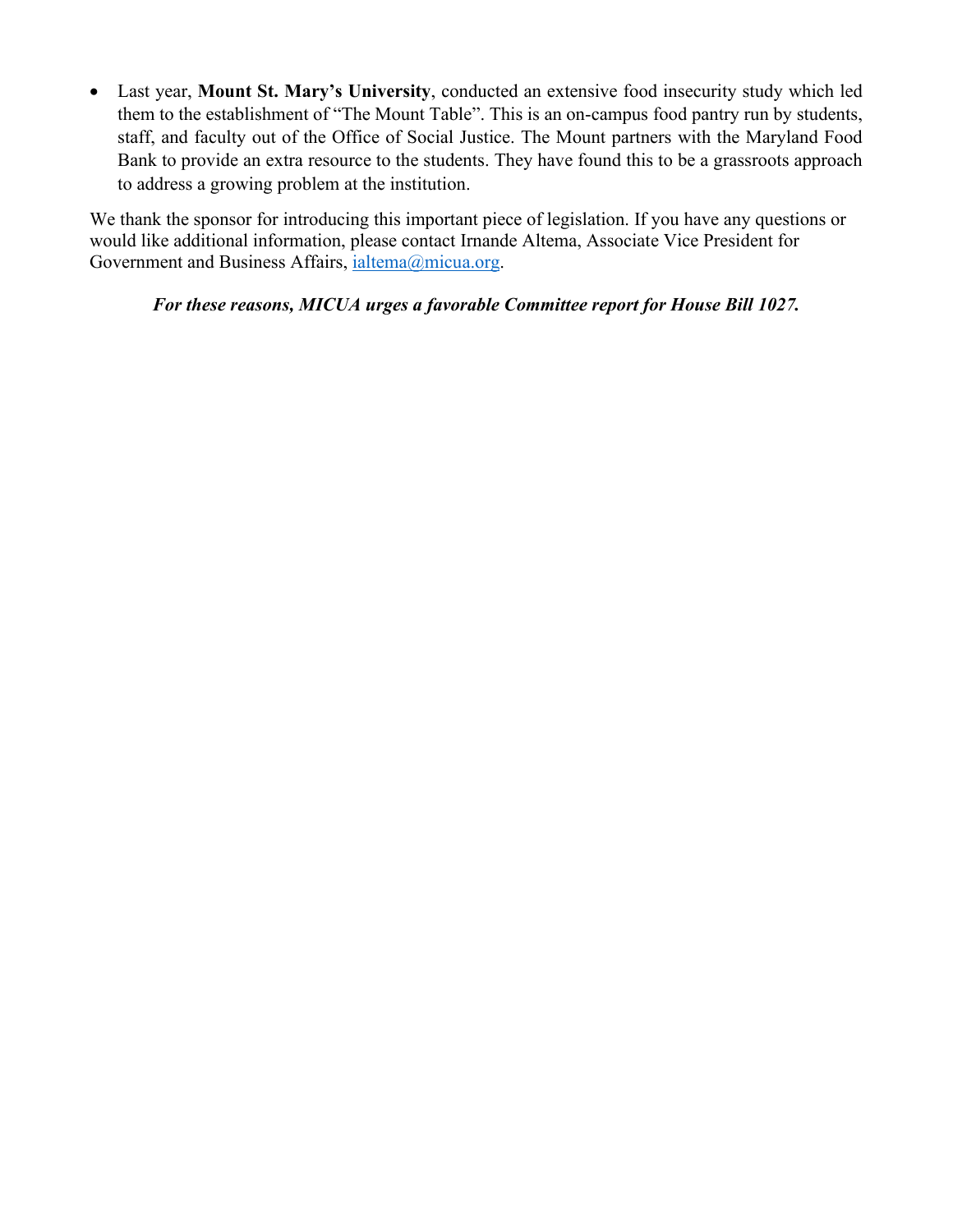- Last year, **Mount St. Mary's University**, conducted an extensive food insecurity study which led them to the establishment of "The Mount Table". This is an on-campus food pantry run by students, staff, and faculty out of the Office of Social Justice. The Mount partners with the Maryland Food Bank to provide an extra resource to the students. They have found this to be a grassroots approach to address a growing problem at the institution.

We thank the sponsor for introducing this important piece of legislation. If you have any questions or would like additional information, please contact Irnande Altema, Associate Vice President for Government and Business Affairs, ialtema@micua.org.

***For these reasons, MICUA urges a favorable Committee report for House Bill 1027.***